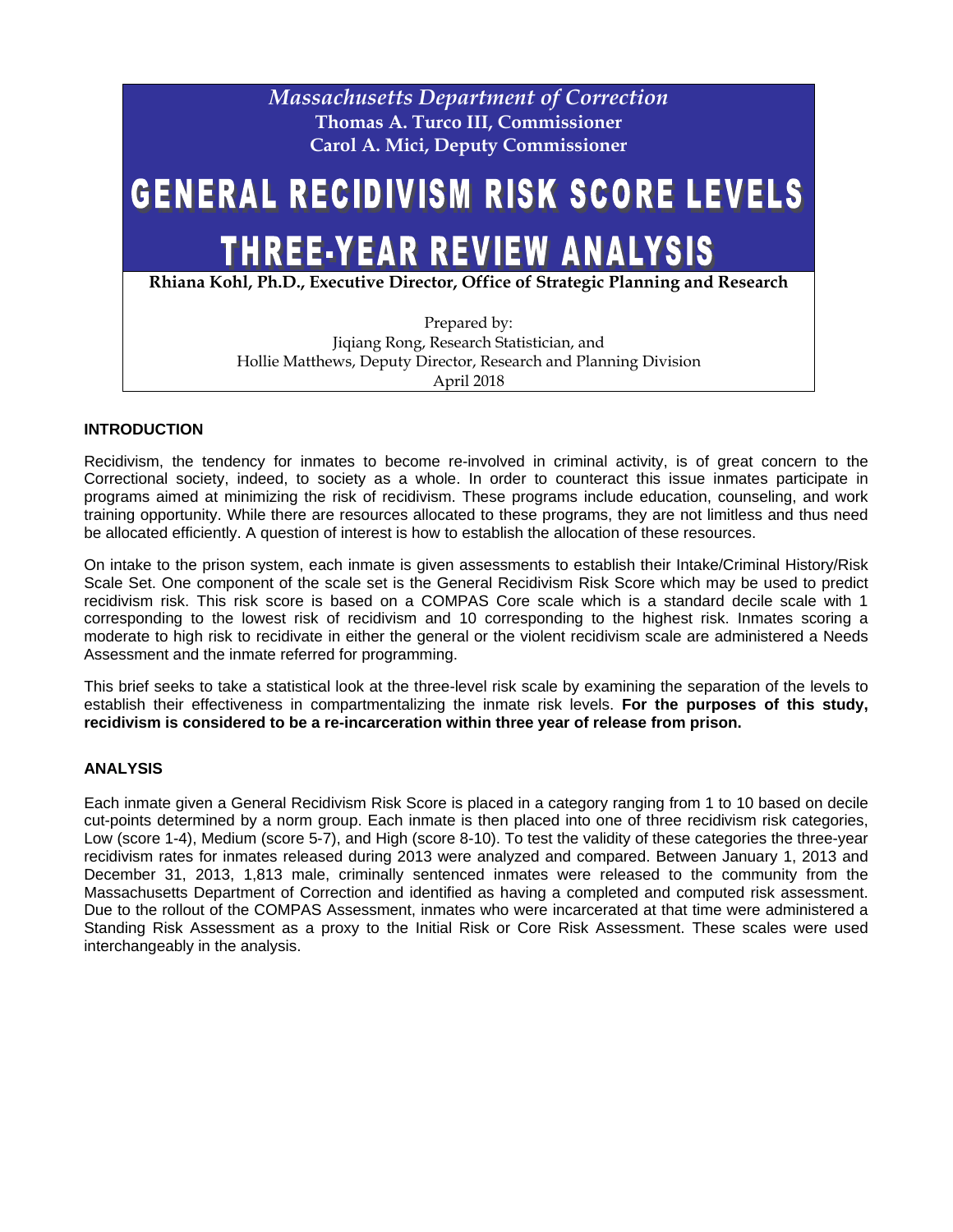*Massachusetts Department of Correction*

**Thomas A. Turco III, Commissioner**

**Carol A. Mici, Deputy Commissioner**

# GENERAL RECIDIVISM RISK SCORE LEVELS THREE-YEAR REVIEW ANALYSIS

**Rhiana Kohl, Ph.D., Executive Director, Office of Strategic Planning and Research**

Prepared by:
Jiqiang Rong, Research Statistician, and
Hollie Matthews, Deputy Director, Research and Planning Division
April 2018

## INTRODUCTION

Recidivism, the tendency for inmates to become re-involved in criminal activity, is of great concern to the Correctional society, indeed, to society as a whole. In order to counteract this issue inmates participate in programs aimed at minimizing the risk of recidivism. These programs include education, counseling, and work training opportunity. While there are resources allocated to these programs, they are not limitless and thus need be allocated efficiently. A question of interest is how to establish the allocation of these resources.

On intake to the prison system, each inmate is given assessments to establish their Intake/Criminal History/Risk Scale Set. One component of the scale set is the General Recidivism Risk Score which may be used to predict recidivism risk. This risk score is based on a COMPAS Core scale which is a standard decile scale with 1 corresponding to the lowest risk of recidivism and 10 corresponding to the highest risk. Inmates scoring a moderate to high risk to recidivate in either the general or the violent recidivism scale are administered a Needs Assessment and the inmate referred for programming.

This brief seeks to take a statistical look at the three-level risk scale by examining the separation of the levels to establish their effectiveness in compartmentalizing the inmate risk levels. **For the purposes of this study, recidivism is considered to be a re-incarceration within three year of release from prison.**

## ANALYSIS

Each inmate given a General Recidivism Risk Score is placed in a category ranging from 1 to 10 based on decile cut-points determined by a norm group. Each inmate is then placed into one of three recidivism risk categories, Low (score 1-4), Medium (score 5-7), and High (score 8-10). To test the validity of these categories the three-year recidivism rates for inmates released during 2013 were analyzed and compared. Between January 1, 2013 and December 31, 2013, 1,813 male, criminally sentenced inmates were released to the community from the Massachusetts Department of Correction and identified as having a completed and computed risk assessment. Due to the rollout of the COMPAS Assessment, inmates who were incarcerated at that time were administered a Standing Risk Assessment as a proxy to the Initial Risk or Core Risk Assessment. These scales were used interchangeably in the analysis.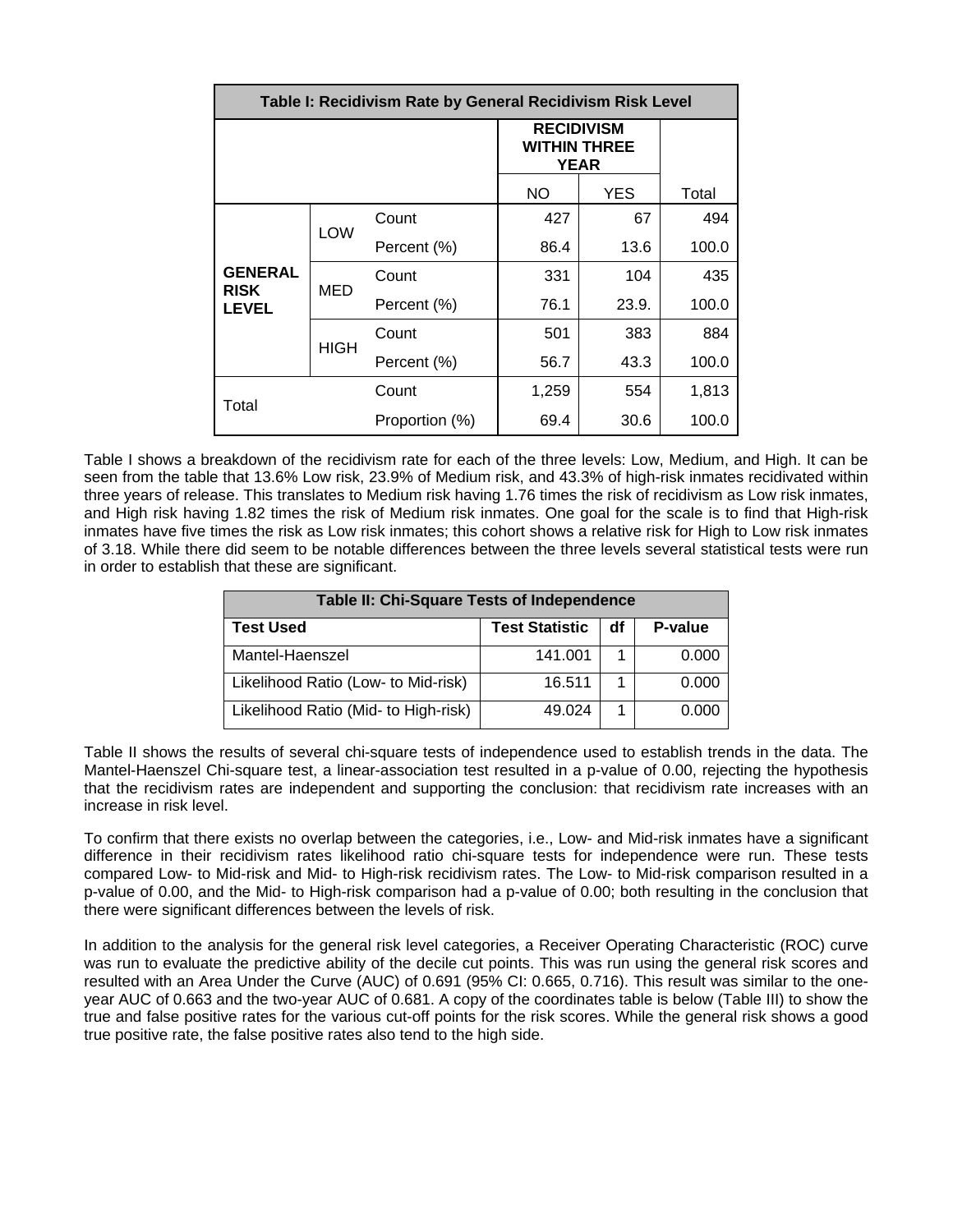| Table I: Recidivism Rate by General Recidivism Risk Level | | | | | |
|---|---|---|---|---|---|
| | | | **RECIDIVISM WITHIN THREE YEAR** | | |
| | | | NO | YES | Total |
| **GENERAL RISK LEVEL** | LOW | Count | 427 | 67 | 494 |
| | | Percent (%) | 86.4 | 13.6 | 100.0 |
| | MED | Count | 331 | 104 | 435 |
| | | Percent (%) | 76.1 | 23.9. | 100.0 |
| | HIGH | Count | 501 | 383 | 884 |
| | | Percent (%) | 56.7 | 43.3 | 100.0 |
| Total | | Count | 1,259 | 554 | 1,813 |
| | | Proportion (%) | 69.4 | 30.6 | 100.0 |

Table I shows a breakdown of the recidivism rate for each of the three levels: Low, Medium, and High. It can be seen from the table that 13.6% Low risk, 23.9% of Medium risk, and 43.3% of high-risk inmates recidivated within three years of release. This translates to Medium risk having 1.76 times the risk of recidivism as Low risk inmates, and High risk having 1.82 times the risk of Medium risk inmates. One goal for the scale is to find that High-risk inmates have five times the risk as Low risk inmates; this cohort shows a relative risk for High to Low risk inmates of 3.18. While there did seem to be notable differences between the three levels several statistical tests were run in order to establish that these are significant.

| Table II: Chi-Square Tests of Independence | | | |
|---|---|---|---|
| **Test Used** | **Test Statistic** | **df** | **P-value** |
| Mantel-Haenszel | 141.001 | 1 | 0.000 |
| Likelihood Ratio (Low- to Mid-risk) | 16.511 | 1 | 0.000 |
| Likelihood Ratio (Mid- to High-risk) | 49.024 | 1 | 0.000 |

Table II shows the results of several chi-square tests of independence used to establish trends in the data. The Mantel-Haenszel Chi-square test, a linear-association test resulted in a p-value of 0.00, rejecting the hypothesis that the recidivism rates are independent and supporting the conclusion: that recidivism rate increases with an increase in risk level.

To confirm that there exists no overlap between the categories, i.e., Low- and Mid-risk inmates have a significant difference in their recidivism rates likelihood ratio chi-square tests for independence were run. These tests compared Low- to Mid-risk and Mid- to High-risk recidivism rates. The Low- to Mid-risk comparison resulted in a p-value of 0.00, and the Mid- to High-risk comparison had a p-value of 0.00; both resulting in the conclusion that there were significant differences between the levels of risk.

In addition to the analysis for the general risk level categories, a Receiver Operating Characteristic (ROC) curve was run to evaluate the predictive ability of the decile cut points. This was run using the general risk scores and resulted with an Area Under the Curve (AUC) of 0.691 (95% CI: 0.665, 0.716). This result was similar to the one-year AUC of 0.663 and the two-year AUC of 0.681. A copy of the coordinates table is below (Table III) to show the true and false positive rates for the various cut-off points for the risk scores. While the general risk shows a good true positive rate, the false positive rates also tend to the high side.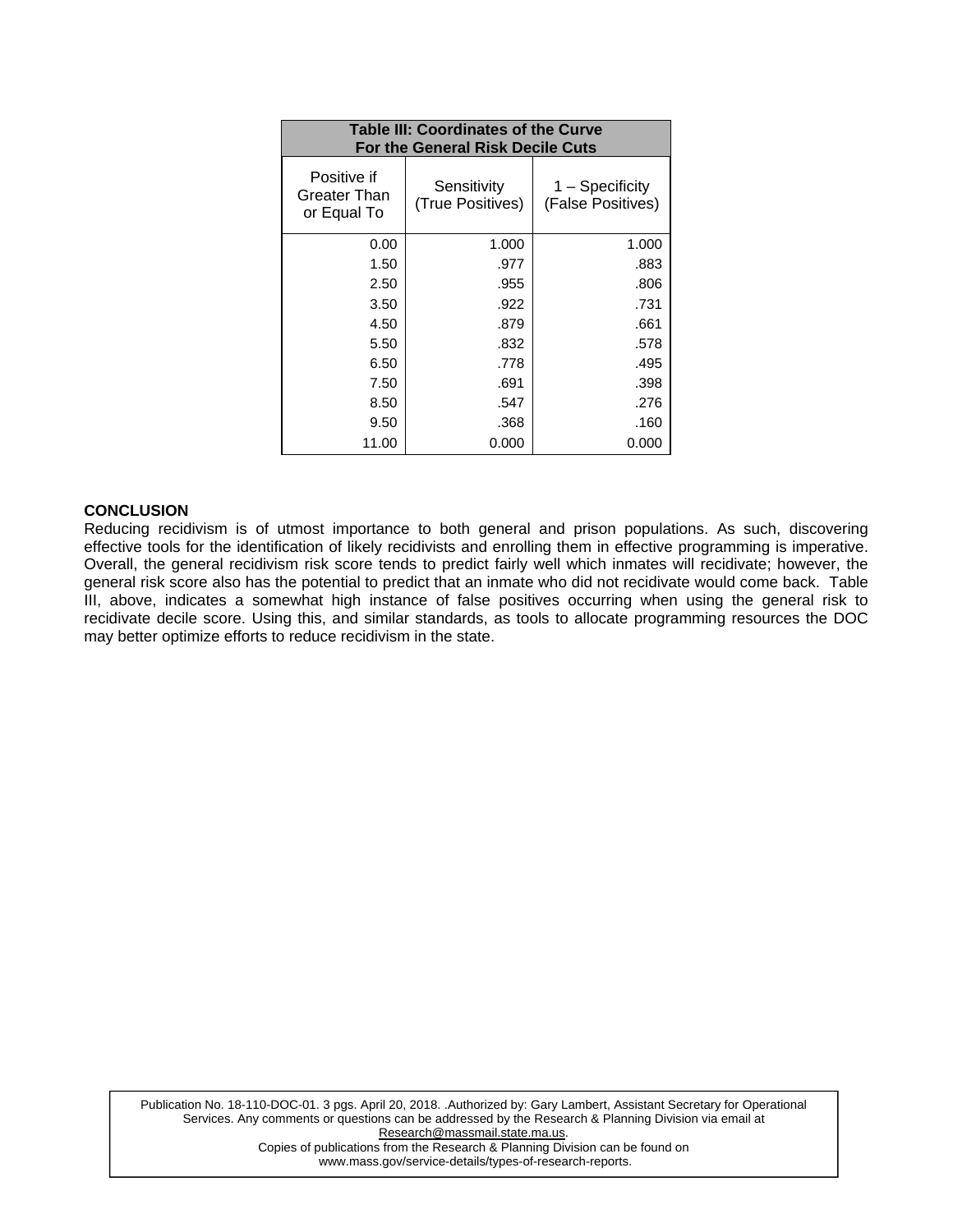**Table III: Coordinates of the Curve For the General Risk Decile Cuts**

| Positive if Greater Than or Equal To | Sensitivity (True Positives) | 1 – Specificity (False Positives) |
|---|---|---|
| 0.00 | 1.000 | 1.000 |
| 1.50 | .977 | .883 |
| 2.50 | .955 | .806 |
| 3.50 | .922 | .731 |
| 4.50 | .879 | .661 |
| 5.50 | .832 | .578 |
| 6.50 | .778 | .495 |
| 7.50 | .691 | .398 |
| 8.50 | .547 | .276 |
| 9.50 | .368 | .160 |
| 11.00 | 0.000 | 0.000 |

**CONCLUSION**

Reducing recidivism is of utmost importance to both general and prison populations. As such, discovering effective tools for the identification of likely recidivists and enrolling them in effective programming is imperative. Overall, the general recidivism risk score tends to predict fairly well which inmates will recidivate; however, the general risk score also has the potential to predict that an inmate who did not recidivate would come back. Table III, above, indicates a somewhat high instance of false positives occurring when using the general risk to recidivate decile score. Using this, and similar standards, as tools to allocate programming resources the DOC may better optimize efforts to reduce recidivism in the state.

Publication No. 18-110-DOC-01. 3 pgs. April 20, 2018. .Authorized by: Gary Lambert, Assistant Secretary for Operational Services. Any comments or questions can be addressed by the Research & Planning Division via email at Research@massmail.state.ma.us.
Copies of publications from the Research & Planning Division can be found on www.mass.gov/service-details/types-of-research-reports.